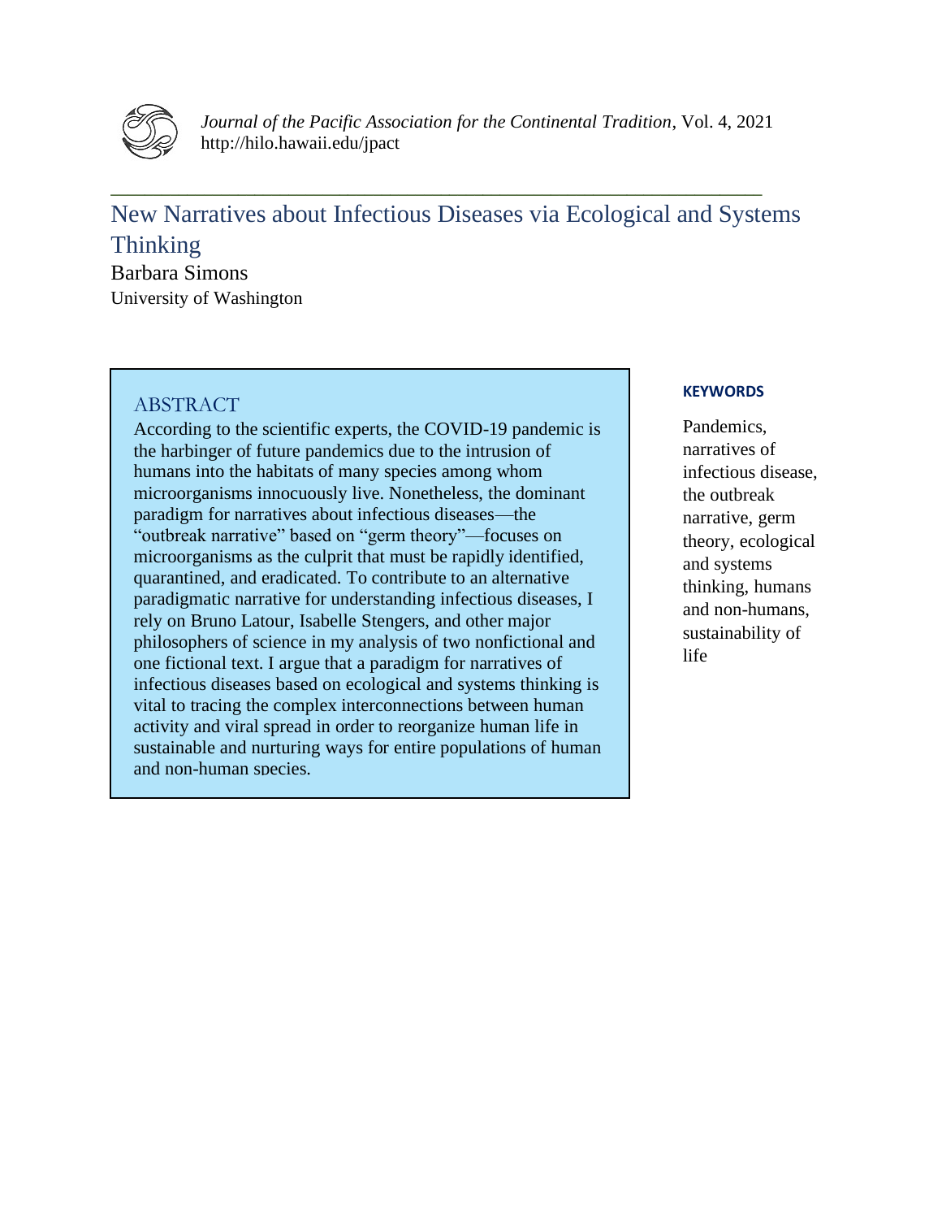*Journal of the Pacific Association for the Continental Tradition*, Vol. 4, 2021
http://hilo.hawaii.edu/jpact

# New Narratives about Infectious Diseases via Ecological and Systems Thinking

Barbara Simons
University of Washington

## ABSTRACT

According to the scientific experts, the COVID-19 pandemic is the harbinger of future pandemics due to the intrusion of humans into the habitats of many species among whom microorganisms innocuously live. Nonetheless, the dominant paradigm for narratives about infectious diseases—the "outbreak narrative" based on "germ theory"—focuses on microorganisms as the culprit that must be rapidly identified, quarantined, and eradicated. To contribute to an alternative paradigmatic narrative for understanding infectious diseases, I rely on Bruno Latour, Isabelle Stengers, and other major philosophers of science in my analysis of two nonfictional and one fictional text. I argue that a paradigm for narratives of infectious diseases based on ecological and systems thinking is vital to tracing the complex interconnections between human activity and viral spread in order to reorganize human life in sustainable and nurturing ways for entire populations of human and non-human species.

**KEYWORDS**

Pandemics, narratives of infectious disease, the outbreak narrative, germ theory, ecological and systems thinking, humans and non-humans, sustainability of life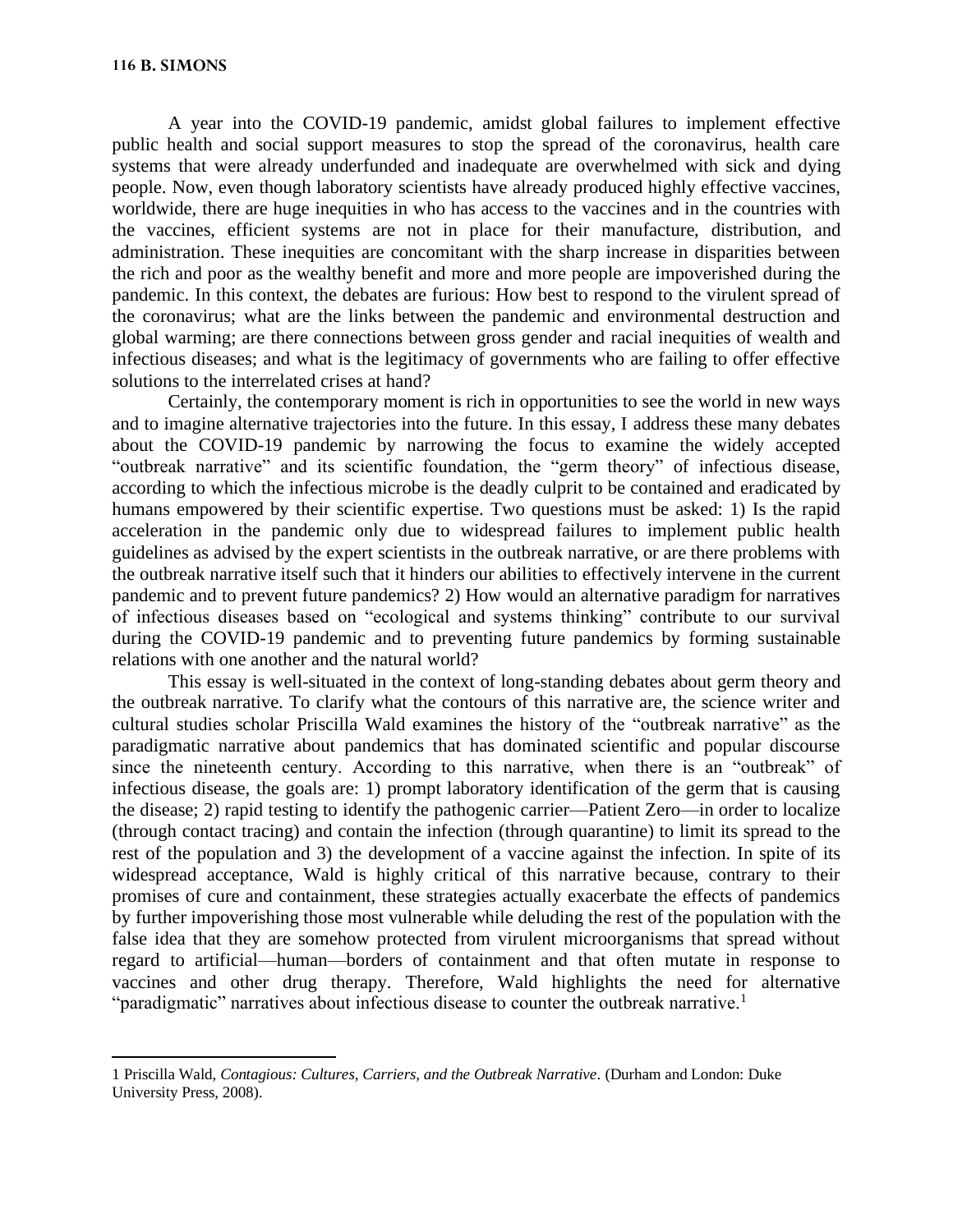A year into the COVID-19 pandemic, amidst global failures to implement effective public health and social support measures to stop the spread of the coronavirus, health care systems that were already underfunded and inadequate are overwhelmed with sick and dying people. Now, even though laboratory scientists have already produced highly effective vaccines, worldwide, there are huge inequities in who has access to the vaccines and in the countries with the vaccines, efficient systems are not in place for their manufacture, distribution, and administration. These inequities are concomitant with the sharp increase in disparities between the rich and poor as the wealthy benefit and more and more people are impoverished during the pandemic. In this context, the debates are furious: How best to respond to the virulent spread of the coronavirus; what are the links between the pandemic and environmental destruction and global warming; are there connections between gross gender and racial inequities of wealth and infectious diseases; and what is the legitimacy of governments who are failing to offer effective solutions to the interrelated crises at hand?

Certainly, the contemporary moment is rich in opportunities to see the world in new ways and to imagine alternative trajectories into the future. In this essay, I address these many debates about the COVID-19 pandemic by narrowing the focus to examine the widely accepted "outbreak narrative" and its scientific foundation, the "germ theory" of infectious disease, according to which the infectious microbe is the deadly culprit to be contained and eradicated by humans empowered by their scientific expertise. Two questions must be asked: 1) Is the rapid acceleration in the pandemic only due to widespread failures to implement public health guidelines as advised by the expert scientists in the outbreak narrative, or are there problems with the outbreak narrative itself such that it hinders our abilities to effectively intervene in the current pandemic and to prevent future pandemics? 2) How would an alternative paradigm for narratives of infectious diseases based on "ecological and systems thinking" contribute to our survival during the COVID-19 pandemic and to preventing future pandemics by forming sustainable relations with one another and the natural world?

This essay is well-situated in the context of long-standing debates about germ theory and the outbreak narrative. To clarify what the contours of this narrative are, the science writer and cultural studies scholar Priscilla Wald examines the history of the "outbreak narrative" as the paradigmatic narrative about pandemics that has dominated scientific and popular discourse since the nineteenth century. According to this narrative, when there is an "outbreak" of infectious disease, the goals are: 1) prompt laboratory identification of the germ that is causing the disease; 2) rapid testing to identify the pathogenic carrier—Patient Zero—in order to localize (through contact tracing) and contain the infection (through quarantine) to limit its spread to the rest of the population and 3) the development of a vaccine against the infection. In spite of its widespread acceptance, Wald is highly critical of this narrative because, contrary to their promises of cure and containment, these strategies actually exacerbate the effects of pandemics by further impoverishing those most vulnerable while deluding the rest of the population with the false idea that they are somehow protected from virulent microorganisms that spread without regard to artificial—human—borders of containment and that often mutate in response to vaccines and other drug therapy. Therefore, Wald highlights the need for alternative "paradigmatic" narratives about infectious disease to counter the outbreak narrative.[1]

---

1 Priscilla Wald, *Contagious: Cultures, Carriers, and the Outbreak Narrative*. (Durham and London: Duke University Press, 2008).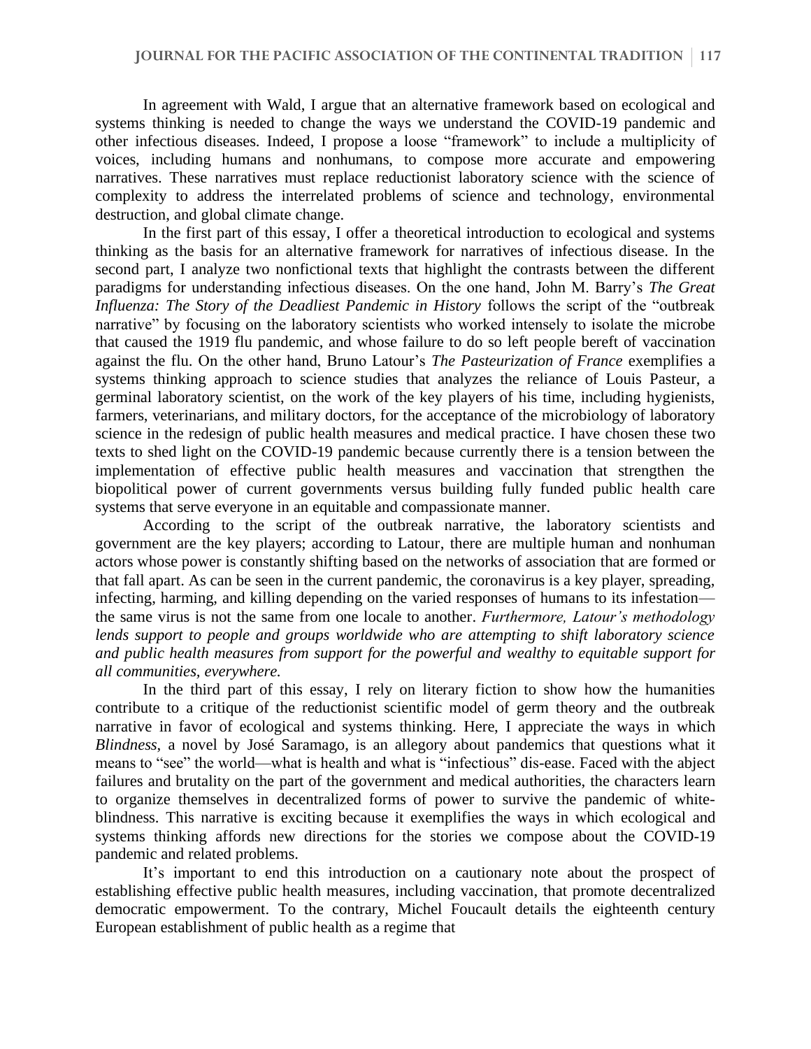In agreement with Wald, I argue that an alternative framework based on ecological and systems thinking is needed to change the ways we understand the COVID-19 pandemic and other infectious diseases. Indeed, I propose a loose "framework" to include a multiplicity of voices, including humans and nonhumans, to compose more accurate and empowering narratives. These narratives must replace reductionist laboratory science with the science of complexity to address the interrelated problems of science and technology, environmental destruction, and global climate change.

In the first part of this essay, I offer a theoretical introduction to ecological and systems thinking as the basis for an alternative framework for narratives of infectious disease. In the second part, I analyze two nonfictional texts that highlight the contrasts between the different paradigms for understanding infectious diseases. On the one hand, John M. Barry's *The Great Influenza: The Story of the Deadliest Pandemic in History* follows the script of the "outbreak narrative" by focusing on the laboratory scientists who worked intensely to isolate the microbe that caused the 1919 flu pandemic, and whose failure to do so left people bereft of vaccination against the flu. On the other hand, Bruno Latour's *The Pasteurization of France* exemplifies a systems thinking approach to science studies that analyzes the reliance of Louis Pasteur, a germinal laboratory scientist, on the work of the key players of his time, including hygienists, farmers, veterinarians, and military doctors, for the acceptance of the microbiology of laboratory science in the redesign of public health measures and medical practice. I have chosen these two texts to shed light on the COVID-19 pandemic because currently there is a tension between the implementation of effective public health measures and vaccination that strengthen the biopolitical power of current governments versus building fully funded public health care systems that serve everyone in an equitable and compassionate manner.

According to the script of the outbreak narrative, the laboratory scientists and government are the key players; according to Latour, there are multiple human and nonhuman actors whose power is constantly shifting based on the networks of association that are formed or that fall apart. As can be seen in the current pandemic, the coronavirus is a key player, spreading, infecting, harming, and killing depending on the varied responses of humans to its infestation—the same virus is not the same from one locale to another. *Furthermore, Latour's methodology lends support to people and groups worldwide who are attempting to shift laboratory science and public health measures from support for the powerful and wealthy to equitable support for all communities, everywhere.*

In the third part of this essay, I rely on literary fiction to show how the humanities contribute to a critique of the reductionist scientific model of germ theory and the outbreak narrative in favor of ecological and systems thinking. Here, I appreciate the ways in which *Blindness*, a novel by José Saramago, is an allegory about pandemics that questions what it means to "see" the world—what is health and what is "infectious" dis-ease. Faced with the abject failures and brutality on the part of the government and medical authorities, the characters learn to organize themselves in decentralized forms of power to survive the pandemic of white-blindness. This narrative is exciting because it exemplifies the ways in which ecological and systems thinking affords new directions for the stories we compose about the COVID-19 pandemic and related problems.

It's important to end this introduction on a cautionary note about the prospect of establishing effective public health measures, including vaccination, that promote decentralized democratic empowerment. To the contrary, Michel Foucault details the eighteenth century European establishment of public health as a regime that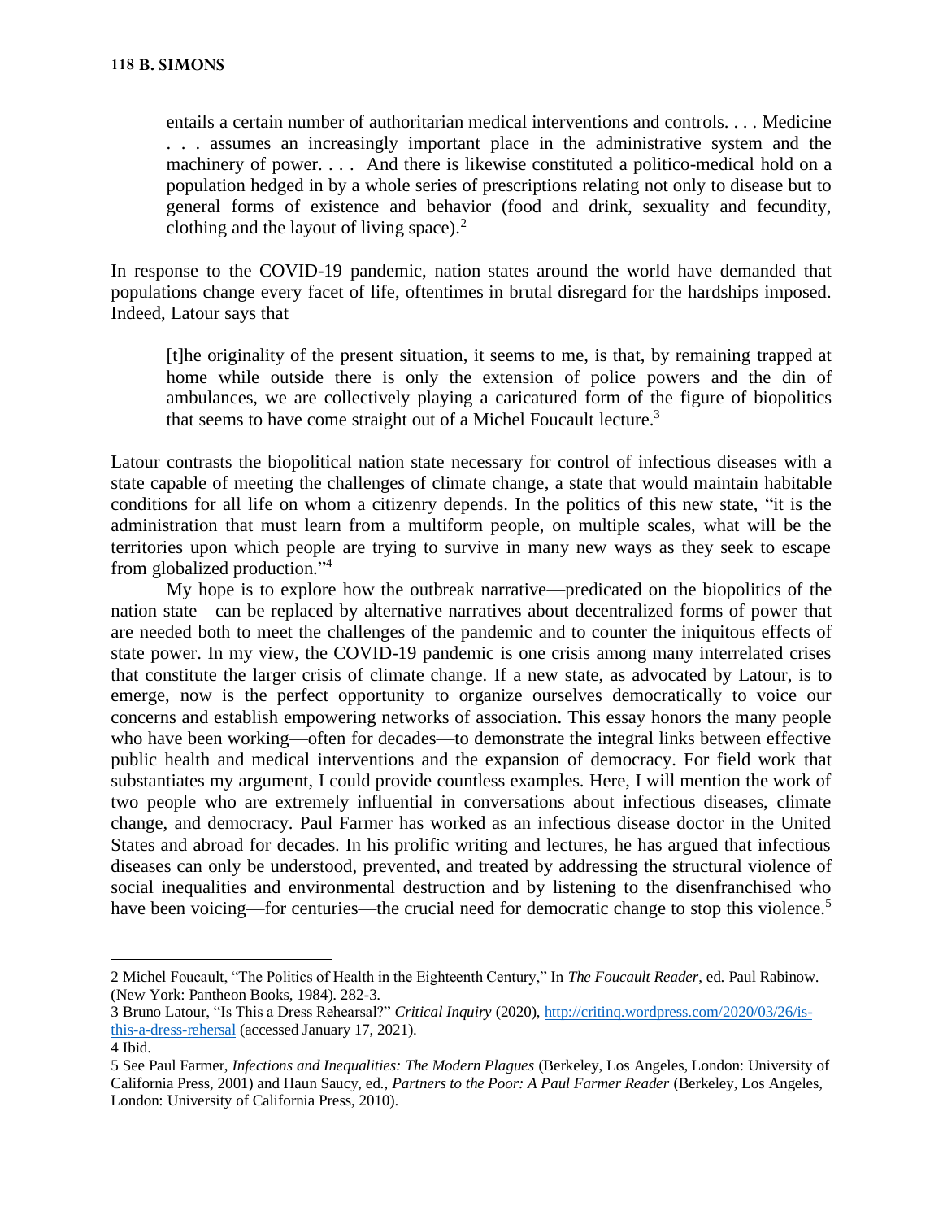> entails a certain number of authoritarian medical interventions and controls. . . . Medicine . . . assumes an increasingly important place in the administrative system and the machinery of power. . . . And there is likewise constituted a politico-medical hold on a population hedged in by a whole series of prescriptions relating not only to disease but to general forms of existence and behavior (food and drink, sexuality and fecundity, clothing and the layout of living space).[2]

In response to the COVID-19 pandemic, nation states around the world have demanded that populations change every facet of life, oftentimes in brutal disregard for the hardships imposed. Indeed, Latour says that

> [t]he originality of the present situation, it seems to me, is that, by remaining trapped at home while outside there is only the extension of police powers and the din of ambulances, we are collectively playing a caricatured form of the figure of biopolitics that seems to have come straight out of a Michel Foucault lecture.[3]

Latour contrasts the biopolitical nation state necessary for control of infectious diseases with a state capable of meeting the challenges of climate change, a state that would maintain habitable conditions for all life on whom a citizenry depends. In the politics of this new state, "it is the administration that must learn from a multiform people, on multiple scales, what will be the territories upon which people are trying to survive in many new ways as they seek to escape from globalized production."[4]

My hope is to explore how the outbreak narrative—predicated on the biopolitics of the nation state—can be replaced by alternative narratives about decentralized forms of power that are needed both to meet the challenges of the pandemic and to counter the iniquitous effects of state power. In my view, the COVID-19 pandemic is one crisis among many interrelated crises that constitute the larger crisis of climate change. If a new state, as advocated by Latour, is to emerge, now is the perfect opportunity to organize ourselves democratically to voice our concerns and establish empowering networks of association. This essay honors the many people who have been working—often for decades—to demonstrate the integral links between effective public health and medical interventions and the expansion of democracy. For field work that substantiates my argument, I could provide countless examples. Here, I will mention the work of two people who are extremely influential in conversations about infectious diseases, climate change, and democracy. Paul Farmer has worked as an infectious disease doctor in the United States and abroad for decades. In his prolific writing and lectures, he has argued that infectious diseases can only be understood, prevented, and treated by addressing the structural violence of social inequalities and environmental destruction and by listening to the disenfranchised who have been voicing—for centuries—the crucial need for democratic change to stop this violence.[5]

---

2 Michel Foucault, "The Politics of Health in the Eighteenth Century," In *The Foucault Reader*, ed. Paul Rabinow. (New York: Pantheon Books, 1984). 282-3.

3 Bruno Latour, "Is This a Dress Rehearsal?" *Critical Inquiry* (2020), http://critinq.wordpress.com/2020/03/26/is-this-a-dress-rehersal (accessed January 17, 2021).

4 Ibid.

5 See Paul Farmer, *Infections and Inequalities: The Modern Plagues* (Berkeley, Los Angeles, London: University of California Press, 2001) and Haun Saucy, ed., *Partners to the Poor: A Paul Farmer Reader* (Berkeley, Los Angeles, London: University of California Press, 2010).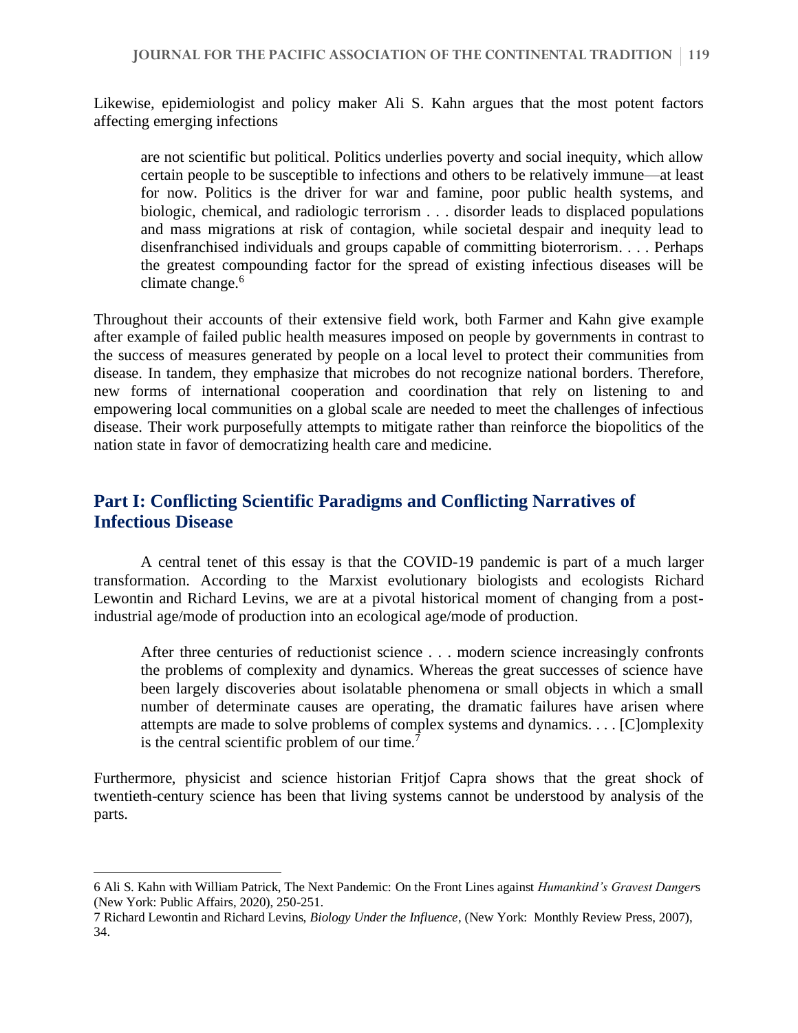Likewise, epidemiologist and policy maker Ali S. Kahn argues that the most potent factors affecting emerging infections

> are not scientific but political. Politics underlies poverty and social inequity, which allow certain people to be susceptible to infections and others to be relatively immune—at least for now. Politics is the driver for war and famine, poor public health systems, and biologic, chemical, and radiologic terrorism . . . disorder leads to displaced populations and mass migrations at risk of contagion, while societal despair and inequity lead to disenfranchised individuals and groups capable of committing bioterrorism. . . . Perhaps the greatest compounding factor for the spread of existing infectious diseases will be climate change.[6]

Throughout their accounts of their extensive field work, both Farmer and Kahn give example after example of failed public health measures imposed on people by governments in contrast to the success of measures generated by people on a local level to protect their communities from disease. In tandem, they emphasize that microbes do not recognize national borders. Therefore, new forms of international cooperation and coordination that rely on listening to and empowering local communities on a global scale are needed to meet the challenges of infectious disease. Their work purposefully attempts to mitigate rather than reinforce the biopolitics of the nation state in favor of democratizing health care and medicine.

## Part I: Conflicting Scientific Paradigms and Conflicting Narratives of Infectious Disease

A central tenet of this essay is that the COVID-19 pandemic is part of a much larger transformation. According to the Marxist evolutionary biologists and ecologists Richard Lewontin and Richard Levins, we are at a pivotal historical moment of changing from a post-industrial age/mode of production into an ecological age/mode of production.

> After three centuries of reductionist science . . . modern science increasingly confronts the problems of complexity and dynamics. Whereas the great successes of science have been largely discoveries about isolatable phenomena or small objects in which a small number of determinate causes are operating, the dramatic failures have arisen where attempts are made to solve problems of complex systems and dynamics. . . . [C]omplexity is the central scientific problem of our time.[7]

Furthermore, physicist and science historian Fritjof Capra shows that the great shock of twentieth-century science has been that living systems cannot be understood by analysis of the parts.

---

6 Ali S. Kahn with William Patrick, The Next Pandemic: On the Front Lines against *Humankind's Gravest Danger*s (New York: Public Affairs, 2020), 250-251.

7 Richard Lewontin and Richard Levins, *Biology Under the Influence*, (New York: Monthly Review Press, 2007), 34.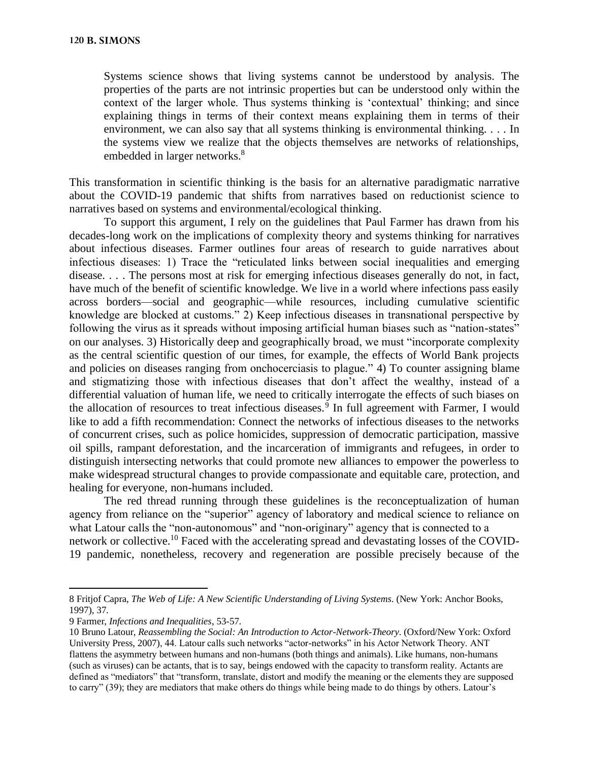> Systems science shows that living systems cannot be understood by analysis. The properties of the parts are not intrinsic properties but can be understood only within the context of the larger whole. Thus systems thinking is 'contextual' thinking; and since explaining things in terms of their context means explaining them in terms of their environment, we can also say that all systems thinking is environmental thinking. . . . In the systems view we realize that the objects themselves are networks of relationships, embedded in larger networks.[8]

This transformation in scientific thinking is the basis for an alternative paradigmatic narrative about the COVID-19 pandemic that shifts from narratives based on reductionist science to narratives based on systems and environmental/ecological thinking.

To support this argument, I rely on the guidelines that Paul Farmer has drawn from his decades-long work on the implications of complexity theory and systems thinking for narratives about infectious diseases. Farmer outlines four areas of research to guide narratives about infectious diseases: 1) Trace the "reticulated links between social inequalities and emerging disease. . . . The persons most at risk for emerging infectious diseases generally do not, in fact, have much of the benefit of scientific knowledge. We live in a world where infections pass easily across borders—social and geographic—while resources, including cumulative scientific knowledge are blocked at customs." 2) Keep infectious diseases in transnational perspective by following the virus as it spreads without imposing artificial human biases such as "nation-states" on our analyses. 3) Historically deep and geographically broad, we must "incorporate complexity as the central scientific question of our times, for example, the effects of World Bank projects and policies on diseases ranging from onchocerciasis to plague." 4) To counter assigning blame and stigmatizing those with infectious diseases that don't affect the wealthy, instead of a differential valuation of human life, we need to critically interrogate the effects of such biases on the allocation of resources to treat infectious diseases.[9] In full agreement with Farmer, I would like to add a fifth recommendation: Connect the networks of infectious diseases to the networks of concurrent crises, such as police homicides, suppression of democratic participation, massive oil spills, rampant deforestation, and the incarceration of immigrants and refugees, in order to distinguish intersecting networks that could promote new alliances to empower the powerless to make widespread structural changes to provide compassionate and equitable care, protection, and healing for everyone, non-humans included.

The red thread running through these guidelines is the reconceptualization of human agency from reliance on the "superior" agency of laboratory and medical science to reliance on what Latour calls the "non-autonomous" and "non-originary" agency that is connected to a network or collective.[10] Faced with the accelerating spread and devastating losses of the COVID-19 pandemic, nonetheless, recovery and regeneration are possible precisely because of the

---

8 Fritjof Capra, *The Web of Life: A New Scientific Understanding of Living Systems*. (New York: Anchor Books, 1997), 37.

9 Farmer, *Infections and Inequalities*, 53-57.

10 Bruno Latour, *Reassembling the Social: An Introduction to Actor-Network-Theory*. (Oxford/New York: Oxford University Press, 2007), 44. Latour calls such networks "actor-networks" in his Actor Network Theory. ANT flattens the asymmetry between humans and non-humans (both things and animals). Like humans, non-humans (such as viruses) can be actants, that is to say, beings endowed with the capacity to transform reality. Actants are defined as "mediators" that "transform, translate, distort and modify the meaning or the elements they are supposed to carry" (39); they are mediators that make others do things while being made to do things by others. Latour's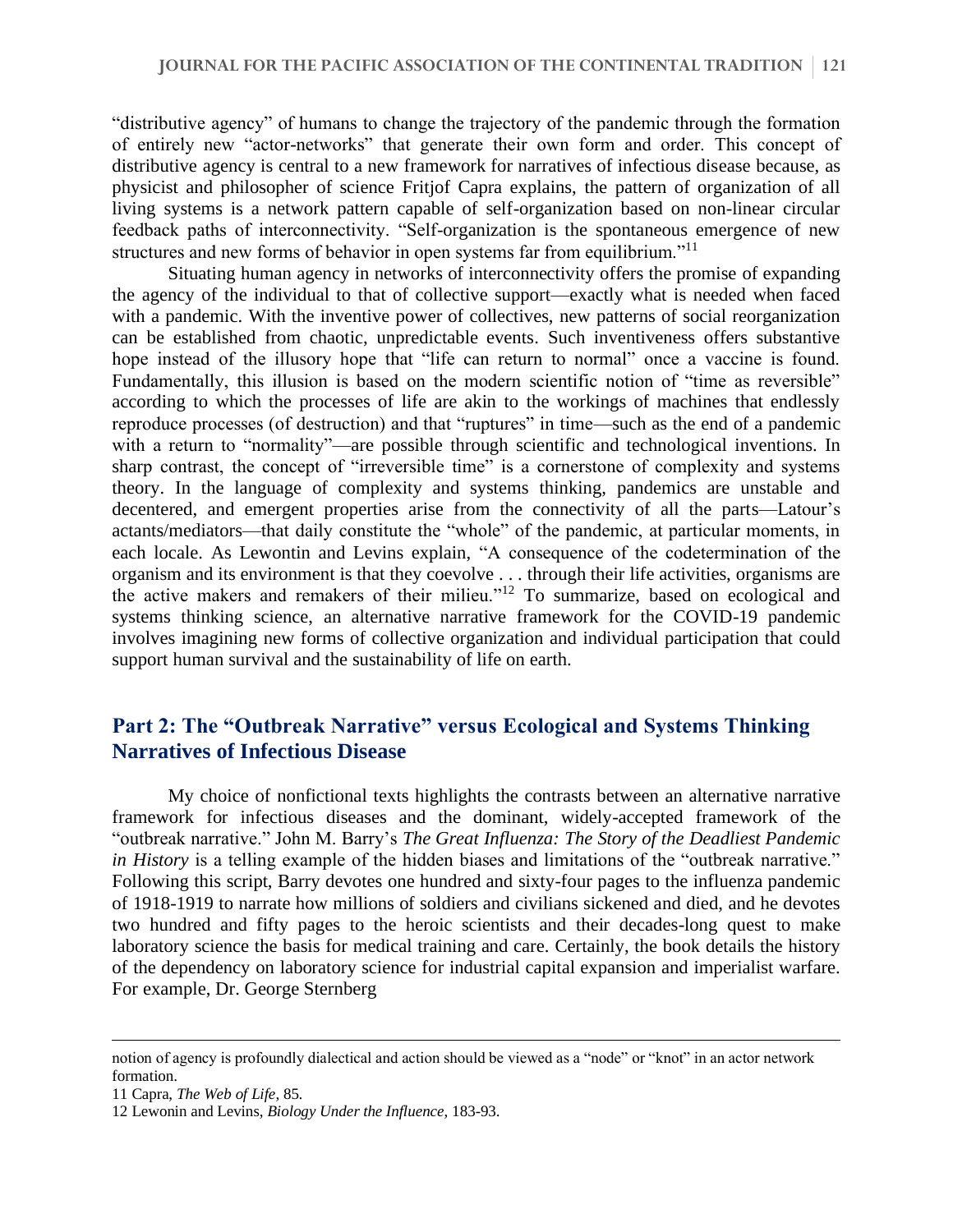"distributive agency" of humans to change the trajectory of the pandemic through the formation of entirely new "actor-networks" that generate their own form and order. This concept of distributive agency is central to a new framework for narratives of infectious disease because, as physicist and philosopher of science Fritjof Capra explains, the pattern of organization of all living systems is a network pattern capable of self-organization based on non-linear circular feedback paths of interconnectivity. "Self-organization is the spontaneous emergence of new structures and new forms of behavior in open systems far from equilibrium."[11]

Situating human agency in networks of interconnectivity offers the promise of expanding the agency of the individual to that of collective support—exactly what is needed when faced with a pandemic. With the inventive power of collectives, new patterns of social reorganization can be established from chaotic, unpredictable events. Such inventiveness offers substantive hope instead of the illusory hope that "life can return to normal" once a vaccine is found. Fundamentally, this illusion is based on the modern scientific notion of "time as reversible" according to which the processes of life are akin to the workings of machines that endlessly reproduce processes (of destruction) and that "ruptures" in time—such as the end of a pandemic with a return to "normality"—are possible through scientific and technological inventions. In sharp contrast, the concept of "irreversible time" is a cornerstone of complexity and systems theory. In the language of complexity and systems thinking, pandemics are unstable and decentered, and emergent properties arise from the connectivity of all the parts—Latour's actants/mediators—that daily constitute the "whole" of the pandemic, at particular moments, in each locale. As Lewontin and Levins explain, "A consequence of the codetermination of the organism and its environment is that they coevolve . . . through their life activities, organisms are the active makers and remakers of their milieu."[12] To summarize, based on ecological and systems thinking science, an alternative narrative framework for the COVID-19 pandemic involves imagining new forms of collective organization and individual participation that could support human survival and the sustainability of life on earth.

## Part 2: The "Outbreak Narrative" versus Ecological and Systems Thinking Narratives of Infectious Disease

My choice of nonfictional texts highlights the contrasts between an alternative narrative framework for infectious diseases and the dominant, widely-accepted framework of the "outbreak narrative." John M. Barry's *The Great Influenza: The Story of the Deadliest Pandemic in History* is a telling example of the hidden biases and limitations of the "outbreak narrative." Following this script, Barry devotes one hundred and sixty-four pages to the influenza pandemic of 1918-1919 to narrate how millions of soldiers and civilians sickened and died, and he devotes two hundred and fifty pages to the heroic scientists and their decades-long quest to make laboratory science the basis for medical training and care. Certainly, the book details the history of the dependency on laboratory science for industrial capital expansion and imperialist warfare. For example, Dr. George Sternberg

---

notion of agency is profoundly dialectical and action should be viewed as a "node" or "knot" in an actor network formation.

11 Capra, *The Web of Life*, 85.

12 Lewonin and Levins, *Biology Under the Influence*, 183-93.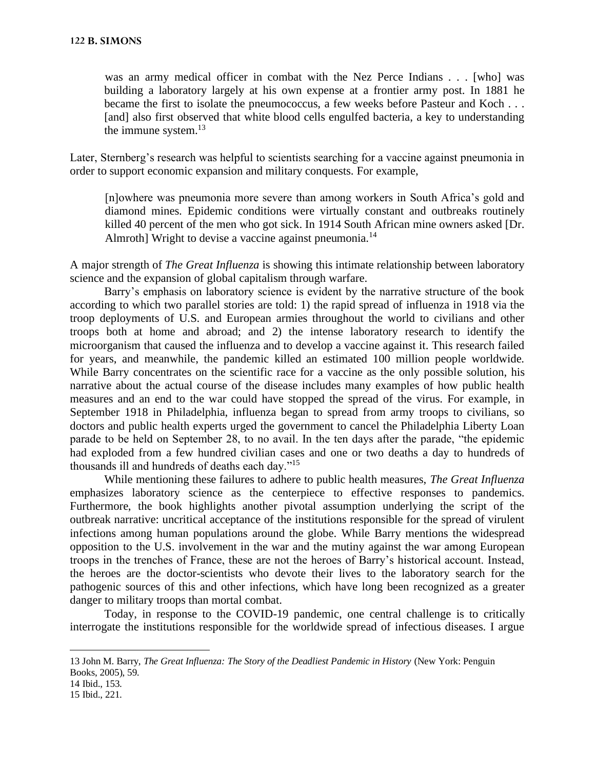> was an army medical officer in combat with the Nez Perce Indians . . . [who] was building a laboratory largely at his own expense at a frontier army post. In 1881 he became the first to isolate the pneumococcus, a few weeks before Pasteur and Koch . . . [and] also first observed that white blood cells engulfed bacteria, a key to understanding the immune system.[13]

Later, Sternberg's research was helpful to scientists searching for a vaccine against pneumonia in order to support economic expansion and military conquests. For example,

> [n]owhere was pneumonia more severe than among workers in South Africa's gold and diamond mines. Epidemic conditions were virtually constant and outbreaks routinely killed 40 percent of the men who got sick. In 1914 South African mine owners asked [Dr. Almroth] Wright to devise a vaccine against pneumonia.[14]

A major strength of *The Great Influenza* is showing this intimate relationship between laboratory science and the expansion of global capitalism through warfare.

Barry's emphasis on laboratory science is evident by the narrative structure of the book according to which two parallel stories are told: 1) the rapid spread of influenza in 1918 via the troop deployments of U.S. and European armies throughout the world to civilians and other troops both at home and abroad; and 2) the intense laboratory research to identify the microorganism that caused the influenza and to develop a vaccine against it. This research failed for years, and meanwhile, the pandemic killed an estimated 100 million people worldwide. While Barry concentrates on the scientific race for a vaccine as the only possible solution, his narrative about the actual course of the disease includes many examples of how public health measures and an end to the war could have stopped the spread of the virus. For example, in September 1918 in Philadelphia, influenza began to spread from army troops to civilians, so doctors and public health experts urged the government to cancel the Philadelphia Liberty Loan parade to be held on September 28, to no avail. In the ten days after the parade, "the epidemic had exploded from a few hundred civilian cases and one or two deaths a day to hundreds of thousands ill and hundreds of deaths each day."[15]

While mentioning these failures to adhere to public health measures, *The Great Influenza* emphasizes laboratory science as the centerpiece to effective responses to pandemics. Furthermore, the book highlights another pivotal assumption underlying the script of the outbreak narrative: uncritical acceptance of the institutions responsible for the spread of virulent infections among human populations around the globe. While Barry mentions the widespread opposition to the U.S. involvement in the war and the mutiny against the war among European troops in the trenches of France, these are not the heroes of Barry's historical account. Instead, the heroes are the doctor-scientists who devote their lives to the laboratory search for the pathogenic sources of this and other infections, which have long been recognized as a greater danger to military troops than mortal combat.

Today, in response to the COVID-19 pandemic, one central challenge is to critically interrogate the institutions responsible for the worldwide spread of infectious diseases. I argue

---

13 John M. Barry, *The Great Influenza: The Story of the Deadliest Pandemic in History* (New York: Penguin Books, 2005), 59.

14 Ibid., 153.

15 Ibid., 221.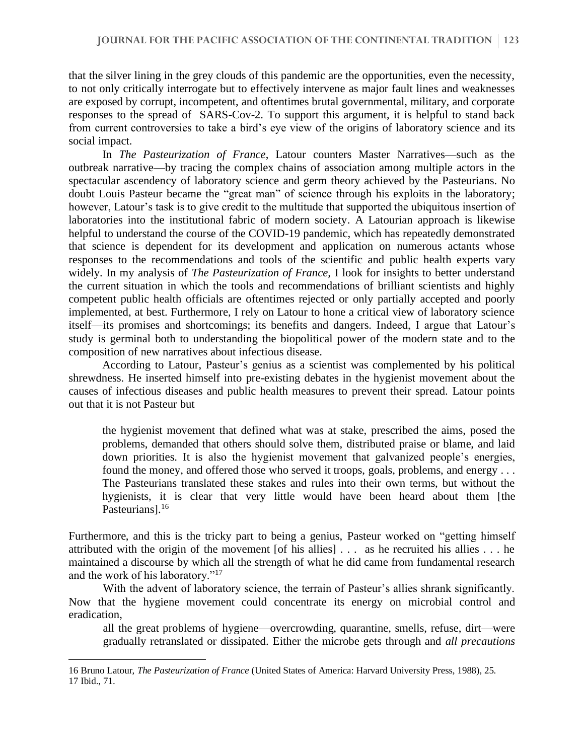that the silver lining in the grey clouds of this pandemic are the opportunities, even the necessity, to not only critically interrogate but to effectively intervene as major fault lines and weaknesses are exposed by corrupt, incompetent, and oftentimes brutal governmental, military, and corporate responses to the spread of SARS-Cov-2. To support this argument, it is helpful to stand back from current controversies to take a bird's eye view of the origins of laboratory science and its social impact.

In *The Pasteurization of France*, Latour counters Master Narratives—such as the outbreak narrative—by tracing the complex chains of association among multiple actors in the spectacular ascendency of laboratory science and germ theory achieved by the Pasteurians. No doubt Louis Pasteur became the "great man" of science through his exploits in the laboratory; however, Latour's task is to give credit to the multitude that supported the ubiquitous insertion of laboratories into the institutional fabric of modern society. A Latourian approach is likewise helpful to understand the course of the COVID-19 pandemic, which has repeatedly demonstrated that science is dependent for its development and application on numerous actants whose responses to the recommendations and tools of the scientific and public health experts vary widely. In my analysis of *The Pasteurization of France,* I look for insights to better understand the current situation in which the tools and recommendations of brilliant scientists and highly competent public health officials are oftentimes rejected or only partially accepted and poorly implemented, at best. Furthermore, I rely on Latour to hone a critical view of laboratory science itself—its promises and shortcomings; its benefits and dangers. Indeed, I argue that Latour's study is germinal both to understanding the biopolitical power of the modern state and to the composition of new narratives about infectious disease.

According to Latour, Pasteur's genius as a scientist was complemented by his political shrewdness. He inserted himself into pre-existing debates in the hygienist movement about the causes of infectious diseases and public health measures to prevent their spread. Latour points out that it is not Pasteur but

> the hygienist movement that defined what was at stake, prescribed the aims, posed the problems, demanded that others should solve them, distributed praise or blame, and laid down priorities. It is also the hygienist movement that galvanized people's energies, found the money, and offered those who served it troops, goals, problems, and energy . . . The Pasteurians translated these stakes and rules into their own terms, but without the hygienists, it is clear that very little would have been heard about them [the Pasteurians].[16]

Furthermore, and this is the tricky part to being a genius, Pasteur worked on "getting himself attributed with the origin of the movement [of his allies] . . . as he recruited his allies . . . he maintained a discourse by which all the strength of what he did came from fundamental research and the work of his laboratory."[17]

With the advent of laboratory science, the terrain of Pasteur's allies shrank significantly. Now that the hygiene movement could concentrate its energy on microbial control and eradication,

> all the great problems of hygiene—overcrowding, quarantine, smells, refuse, dirt—were gradually retranslated or dissipated. Either the microbe gets through and *all precautions*

16 Bruno Latour, *The Pasteurization of France* (United States of America: Harvard University Press, 1988), 25.
17 Ibid., 71.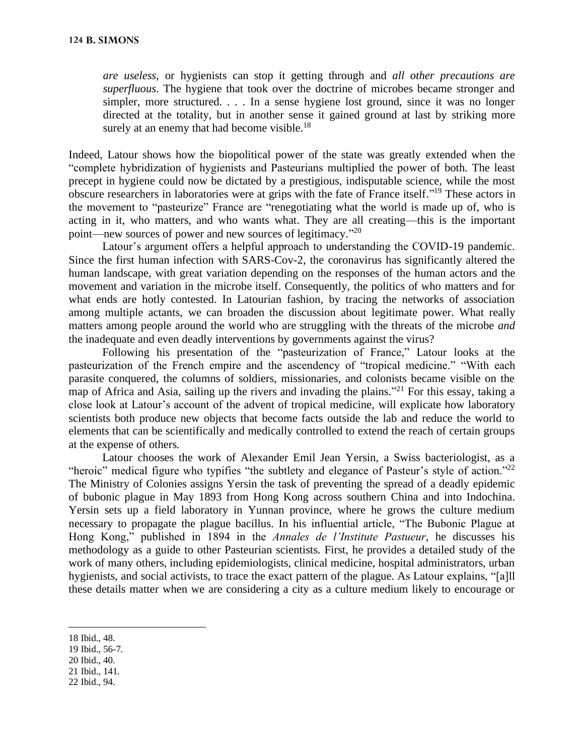> *are useless*, or hygienists can stop it getting through and *all other precautions are superfluous*. The hygiene that took over the doctrine of microbes became stronger and simpler, more structured. . . . In a sense hygiene lost ground, since it was no longer directed at the totality, but in another sense it gained ground at last by striking more surely at an enemy that had become visible.[18]

Indeed, Latour shows how the biopolitical power of the state was greatly extended when the "complete hybridization of hygienists and Pasteurians multiplied the power of both. The least precept in hygiene could now be dictated by a prestigious, indisputable science, while the most obscure researchers in laboratories were at grips with the fate of France itself."[19] These actors in the movement to "pasteurize" France are "renegotiating what the world is made up of, who is acting in it, who matters, and who wants what. They are all creating—this is the important point—new sources of power and new sources of legitimacy."[20]

Latour's argument offers a helpful approach to understanding the COVID-19 pandemic. Since the first human infection with SARS-Cov-2, the coronavirus has significantly altered the human landscape, with great variation depending on the responses of the human actors and the movement and variation in the microbe itself. Consequently, the politics of who matters and for what ends are hotly contested. In Latourian fashion, by tracing the networks of association among multiple actants, we can broaden the discussion about legitimate power. What really matters among people around the world who are struggling with the threats of the microbe *and* the inadequate and even deadly interventions by governments against the virus?

Following his presentation of the "pasteurization of France," Latour looks at the pasteurization of the French empire and the ascendency of "tropical medicine." "With each parasite conquered, the columns of soldiers, missionaries, and colonists became visible on the map of Africa and Asia, sailing up the rivers and invading the plains."[21] For this essay, taking a close look at Latour's account of the advent of tropical medicine, will explicate how laboratory scientists both produce new objects that become facts outside the lab and reduce the world to elements that can be scientifically and medically controlled to extend the reach of certain groups at the expense of others.

Latour chooses the work of Alexander Emil Jean Yersin, a Swiss bacteriologist, as a "heroic" medical figure who typifies "the subtlety and elegance of Pasteur's style of action."[22] The Ministry of Colonies assigns Yersin the task of preventing the spread of a deadly epidemic of bubonic plague in May 1893 from Hong Kong across southern China and into Indochina. Yersin sets up a field laboratory in Yunnan province, where he grows the culture medium necessary to propagate the plague bacillus. In his influential article, "The Bubonic Plague at Hong Kong," published in 1894 in the *Annales de l'Institute Pastueur*, he discusses his methodology as a guide to other Pasteurian scientists. First, he provides a detailed study of the work of many others, including epidemiologists, clinical medicine, hospital administrators, urban hygienists, and social activists, to trace the exact pattern of the plague. As Latour explains, "[a]ll these details matter when we are considering a city as a culture medium likely to encourage or

---

18 Ibid., 48.
19 Ibid., 56-7.
20 Ibid., 40.
21 Ibid., 141.
22 Ibid., 94.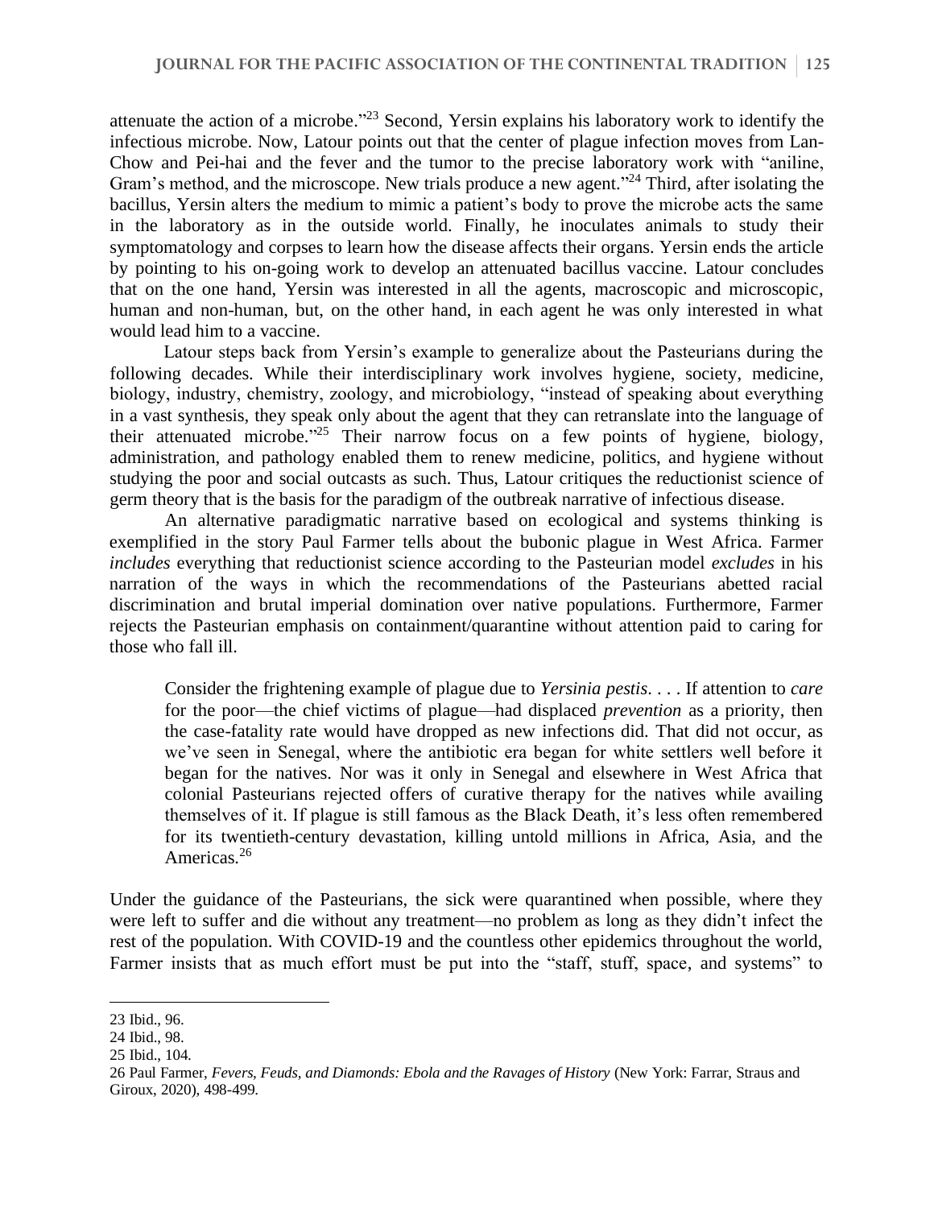attenuate the action of a microbe."[23] Second, Yersin explains his laboratory work to identify the infectious microbe. Now, Latour points out that the center of plague infection moves from Lan-Chow and Pei-hai and the fever and the tumor to the precise laboratory work with "aniline, Gram's method, and the microscope. New trials produce a new agent."[24] Third, after isolating the bacillus, Yersin alters the medium to mimic a patient's body to prove the microbe acts the same in the laboratory as in the outside world. Finally, he inoculates animals to study their symptomatology and corpses to learn how the disease affects their organs. Yersin ends the article by pointing to his on-going work to develop an attenuated bacillus vaccine. Latour concludes that on the one hand, Yersin was interested in all the agents, macroscopic and microscopic, human and non-human, but, on the other hand, in each agent he was only interested in what would lead him to a vaccine.

Latour steps back from Yersin's example to generalize about the Pasteurians during the following decades. While their interdisciplinary work involves hygiene, society, medicine, biology, industry, chemistry, zoology, and microbiology, "instead of speaking about everything in a vast synthesis, they speak only about the agent that they can retranslate into the language of their attenuated microbe."[25] Their narrow focus on a few points of hygiene, biology, administration, and pathology enabled them to renew medicine, politics, and hygiene without studying the poor and social outcasts as such. Thus, Latour critiques the reductionist science of germ theory that is the basis for the paradigm of the outbreak narrative of infectious disease.

An alternative paradigmatic narrative based on ecological and systems thinking is exemplified in the story Paul Farmer tells about the bubonic plague in West Africa. Farmer *includes* everything that reductionist science according to the Pasteurian model *excludes* in his narration of the ways in which the recommendations of the Pasteurians abetted racial discrimination and brutal imperial domination over native populations. Furthermore, Farmer rejects the Pasteurian emphasis on containment/quarantine without attention paid to caring for those who fall ill.

> Consider the frightening example of plague due to *Yersinia pestis*. . . . If attention to *care* for the poor—the chief victims of plague—had displaced *prevention* as a priority, then the case-fatality rate would have dropped as new infections did. That did not occur, as we've seen in Senegal, where the antibiotic era began for white settlers well before it began for the natives. Nor was it only in Senegal and elsewhere in West Africa that colonial Pasteurians rejected offers of curative therapy for the natives while availing themselves of it. If plague is still famous as the Black Death, it's less often remembered for its twentieth-century devastation, killing untold millions in Africa, Asia, and the Americas.[26]

Under the guidance of the Pasteurians, the sick were quarantined when possible, where they were left to suffer and die without any treatment—no problem as long as they didn't infect the rest of the population. With COVID-19 and the countless other epidemics throughout the world, Farmer insists that as much effort must be put into the "staff, stuff, space, and systems" to

---

23 Ibid., 96.

24 Ibid., 98.

25 Ibid., 104.

26 Paul Farmer, *Fevers, Feuds, and Diamonds: Ebola and the Ravages of History* (New York: Farrar, Straus and Giroux, 2020), 498-499.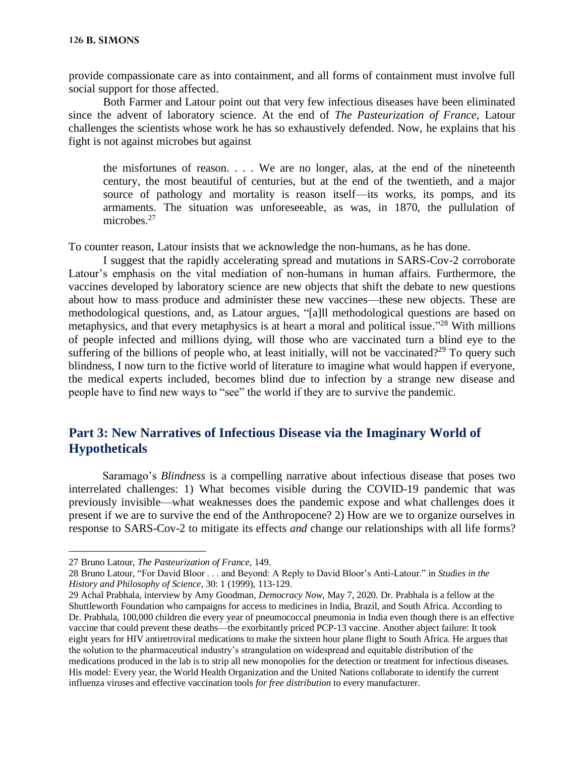provide compassionate care as into containment, and all forms of containment must involve full social support for those affected.

Both Farmer and Latour point out that very few infectious diseases have been eliminated since the advent of laboratory science. At the end of *The Pasteurization of France*, Latour challenges the scientists whose work he has so exhaustively defended. Now, he explains that his fight is not against microbes but against

> the misfortunes of reason. . . . We are no longer, alas, at the end of the nineteenth century, the most beautiful of centuries, but at the end of the twentieth, and a major source of pathology and mortality is reason itself—its works, its pomps, and its armaments. The situation was unforeseeable, as was, in 1870, the pullulation of microbes.[27]

To counter reason, Latour insists that we acknowledge the non-humans, as he has done.

I suggest that the rapidly accelerating spread and mutations in SARS-Cov-2 corroborate Latour's emphasis on the vital mediation of non-humans in human affairs. Furthermore, the vaccines developed by laboratory science are new objects that shift the debate to new questions about how to mass produce and administer these new vaccines—these new objects. These are methodological questions, and, as Latour argues, "[a]ll methodological questions are based on metaphysics, and that every metaphysics is at heart a moral and political issue."[28] With millions of people infected and millions dying, will those who are vaccinated turn a blind eye to the suffering of the billions of people who, at least initially, will not be vaccinated?[29] To query such blindness, I now turn to the fictive world of literature to imagine what would happen if everyone, the medical experts included, becomes blind due to infection by a strange new disease and people have to find new ways to "see" the world if they are to survive the pandemic.

## Part 3: New Narratives of Infectious Disease via the Imaginary World of Hypotheticals

Saramago's *Blindness* is a compelling narrative about infectious disease that poses two interrelated challenges: 1) What becomes visible during the COVID-19 pandemic that was previously invisible—what weaknesses does the pandemic expose and what challenges does it present if we are to survive the end of the Anthropocene? 2) How are we to organize ourselves in response to SARS-Cov-2 to mitigate its effects *and* change our relationships with all life forms?

---

27 Bruno Latour, *The Pasteurization of France*, 149.

28 Bruno Latour, "For David Bloor . . . and Beyond: A Reply to David Bloor's Anti-Latour." in *Studies in the History and Philosophy of Science*, 30: 1 (1999), 113-129.

29 Achal Prabhala, interview by Amy Goodman, *Democracy Now*, May 7, 2020. Dr. Prabhala is a fellow at the Shuttleworth Foundation who campaigns for access to medicines in India, Brazil, and South Africa. According to Dr. Prabhala, 100,000 children die every year of pneumococcal pneumonia in India even though there is an effective vaccine that could prevent these deaths—the exorbitantly priced PCP-13 vaccine. Another abject failure: It took eight years for HIV antiretroviral medications to make the sixteen hour plane flight to South Africa. He argues that the solution to the pharmaceutical industry's strangulation on widespread and equitable distribution of the medications produced in the lab is to strip all new monopolies for the detection or treatment for infectious diseases. His model: Every year, the World Health Organization and the United Nations collaborate to identify the current influenza viruses and effective vaccination tools *for free distribution* to every manufacturer.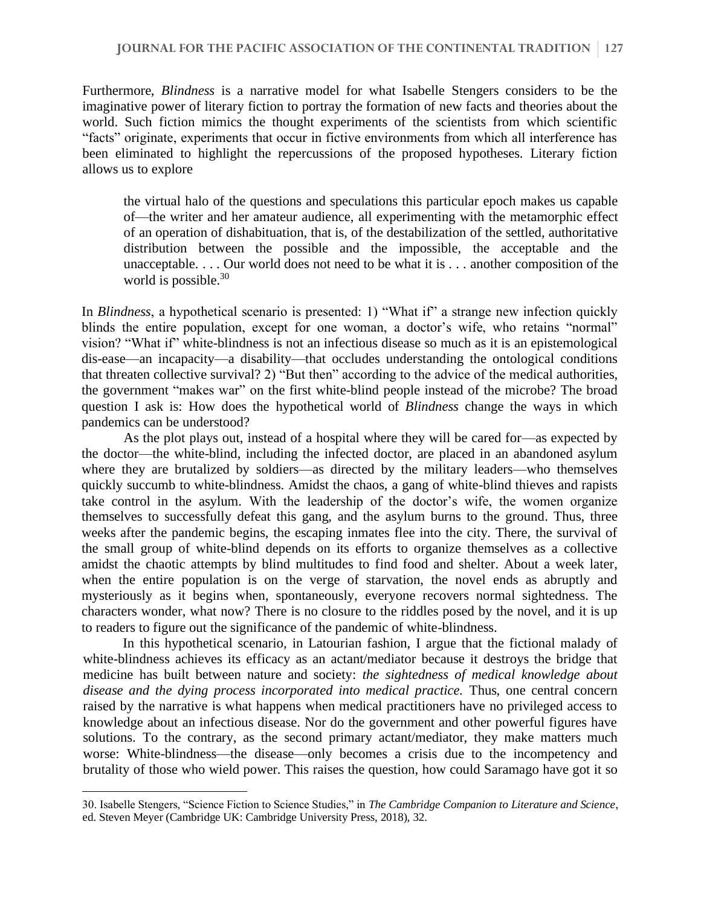Furthermore, *Blindness* is a narrative model for what Isabelle Stengers considers to be the imaginative power of literary fiction to portray the formation of new facts and theories about the world. Such fiction mimics the thought experiments of the scientists from which scientific "facts" originate, experiments that occur in fictive environments from which all interference has been eliminated to highlight the repercussions of the proposed hypotheses. Literary fiction allows us to explore

> the virtual halo of the questions and speculations this particular epoch makes us capable of—the writer and her amateur audience, all experimenting with the metamorphic effect of an operation of dishabituation, that is, of the destabilization of the settled, authoritative distribution between the possible and the impossible, the acceptable and the unacceptable. . . . Our world does not need to be what it is . . . another composition of the world is possible.[30]

In *Blindness*, a hypothetical scenario is presented: 1) "What if" a strange new infection quickly blinds the entire population, except for one woman, a doctor's wife, who retains "normal" vision? "What if" white-blindness is not an infectious disease so much as it is an epistemological dis-ease—an incapacity—a disability—that occludes understanding the ontological conditions that threaten collective survival? 2) "But then" according to the advice of the medical authorities, the government "makes war" on the first white-blind people instead of the microbe? The broad question I ask is: How does the hypothetical world of *Blindness* change the ways in which pandemics can be understood?

As the plot plays out, instead of a hospital where they will be cared for—as expected by the doctor—the white-blind, including the infected doctor, are placed in an abandoned asylum where they are brutalized by soldiers—as directed by the military leaders—who themselves quickly succumb to white-blindness. Amidst the chaos, a gang of white-blind thieves and rapists take control in the asylum. With the leadership of the doctor's wife, the women organize themselves to successfully defeat this gang, and the asylum burns to the ground. Thus, three weeks after the pandemic begins, the escaping inmates flee into the city. There, the survival of the small group of white-blind depends on its efforts to organize themselves as a collective amidst the chaotic attempts by blind multitudes to find food and shelter. About a week later, when the entire population is on the verge of starvation, the novel ends as abruptly and mysteriously as it begins when, spontaneously, everyone recovers normal sightedness. The characters wonder, what now? There is no closure to the riddles posed by the novel, and it is up to readers to figure out the significance of the pandemic of white-blindness.

In this hypothetical scenario, in Latourian fashion, I argue that the fictional malady of white-blindness achieves its efficacy as an actant/mediator because it destroys the bridge that medicine has built between nature and society: *the sightedness of medical knowledge about disease and the dying process incorporated into medical practice.* Thus, one central concern raised by the narrative is what happens when medical practitioners have no privileged access to knowledge about an infectious disease. Nor do the government and other powerful figures have solutions. To the contrary, as the second primary actant/mediator, they make matters much worse: White-blindness—the disease—only becomes a crisis due to the incompetency and brutality of those who wield power. This raises the question, how could Saramago have got it so

---

30. Isabelle Stengers, "Science Fiction to Science Studies," in *The Cambridge Companion to Literature and Science*, ed. Steven Meyer (Cambridge UK: Cambridge University Press, 2018), 32.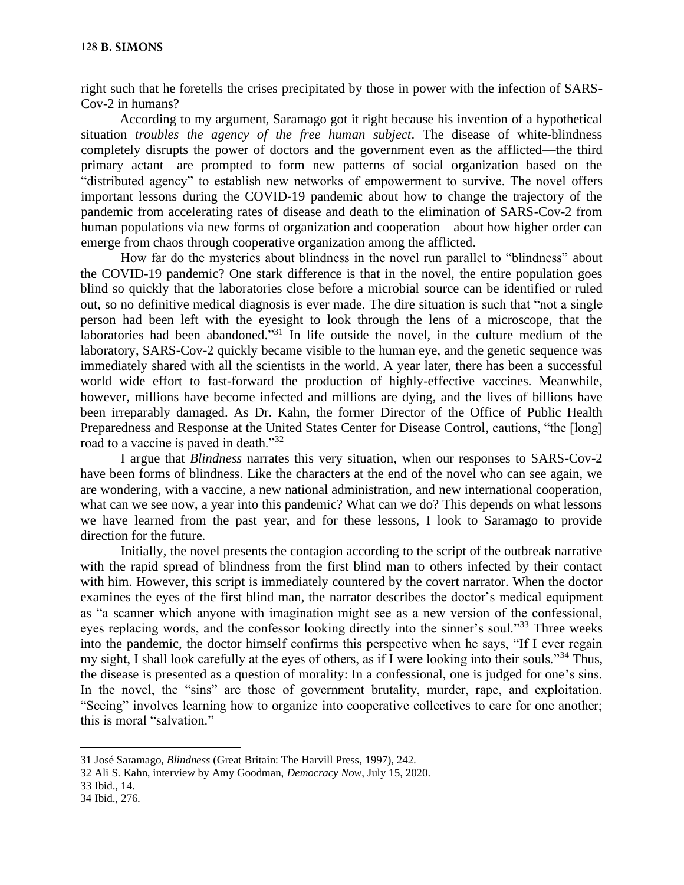right such that he foretells the crises precipitated by those in power with the infection of SARS-Cov-2 in humans?

According to my argument, Saramago got it right because his invention of a hypothetical situation *troubles the agency of the free human subject*. The disease of white-blindness completely disrupts the power of doctors and the government even as the afflicted—the third primary actant—are prompted to form new patterns of social organization based on the "distributed agency" to establish new networks of empowerment to survive. The novel offers important lessons during the COVID-19 pandemic about how to change the trajectory of the pandemic from accelerating rates of disease and death to the elimination of SARS-Cov-2 from human populations via new forms of organization and cooperation—about how higher order can emerge from chaos through cooperative organization among the afflicted.

How far do the mysteries about blindness in the novel run parallel to "blindness" about the COVID-19 pandemic? One stark difference is that in the novel, the entire population goes blind so quickly that the laboratories close before a microbial source can be identified or ruled out, so no definitive medical diagnosis is ever made. The dire situation is such that "not a single person had been left with the eyesight to look through the lens of a microscope, that the laboratories had been abandoned."[31] In life outside the novel, in the culture medium of the laboratory, SARS-Cov-2 quickly became visible to the human eye, and the genetic sequence was immediately shared with all the scientists in the world. A year later, there has been a successful world wide effort to fast-forward the production of highly-effective vaccines. Meanwhile, however, millions have become infected and millions are dying, and the lives of billions have been irreparably damaged. As Dr. Kahn, the former Director of the Office of Public Health Preparedness and Response at the United States Center for Disease Control, cautions, "the [long] road to a vaccine is paved in death."[32]

I argue that *Blindness* narrates this very situation, when our responses to SARS-Cov-2 have been forms of blindness. Like the characters at the end of the novel who can see again, we are wondering, with a vaccine, a new national administration, and new international cooperation, what can we see now, a year into this pandemic? What can we do? This depends on what lessons we have learned from the past year, and for these lessons, I look to Saramago to provide direction for the future.

Initially, the novel presents the contagion according to the script of the outbreak narrative with the rapid spread of blindness from the first blind man to others infected by their contact with him. However, this script is immediately countered by the covert narrator. When the doctor examines the eyes of the first blind man, the narrator describes the doctor's medical equipment as "a scanner which anyone with imagination might see as a new version of the confessional, eyes replacing words, and the confessor looking directly into the sinner's soul."[33] Three weeks into the pandemic, the doctor himself confirms this perspective when he says, "If I ever regain my sight, I shall look carefully at the eyes of others, as if I were looking into their souls."[34] Thus, the disease is presented as a question of morality: In a confessional, one is judged for one's sins. In the novel, the "sins" are those of government brutality, murder, rape, and exploitation. "Seeing" involves learning how to organize into cooperative collectives to care for one another; this is moral "salvation."

---

31 José Saramago, *Blindness* (Great Britain: The Harvill Press, 1997), 242.

32 Ali S. Kahn, interview by Amy Goodman, *Democracy Now*, July 15, 2020.

33 Ibid., 14.

34 Ibid., 276.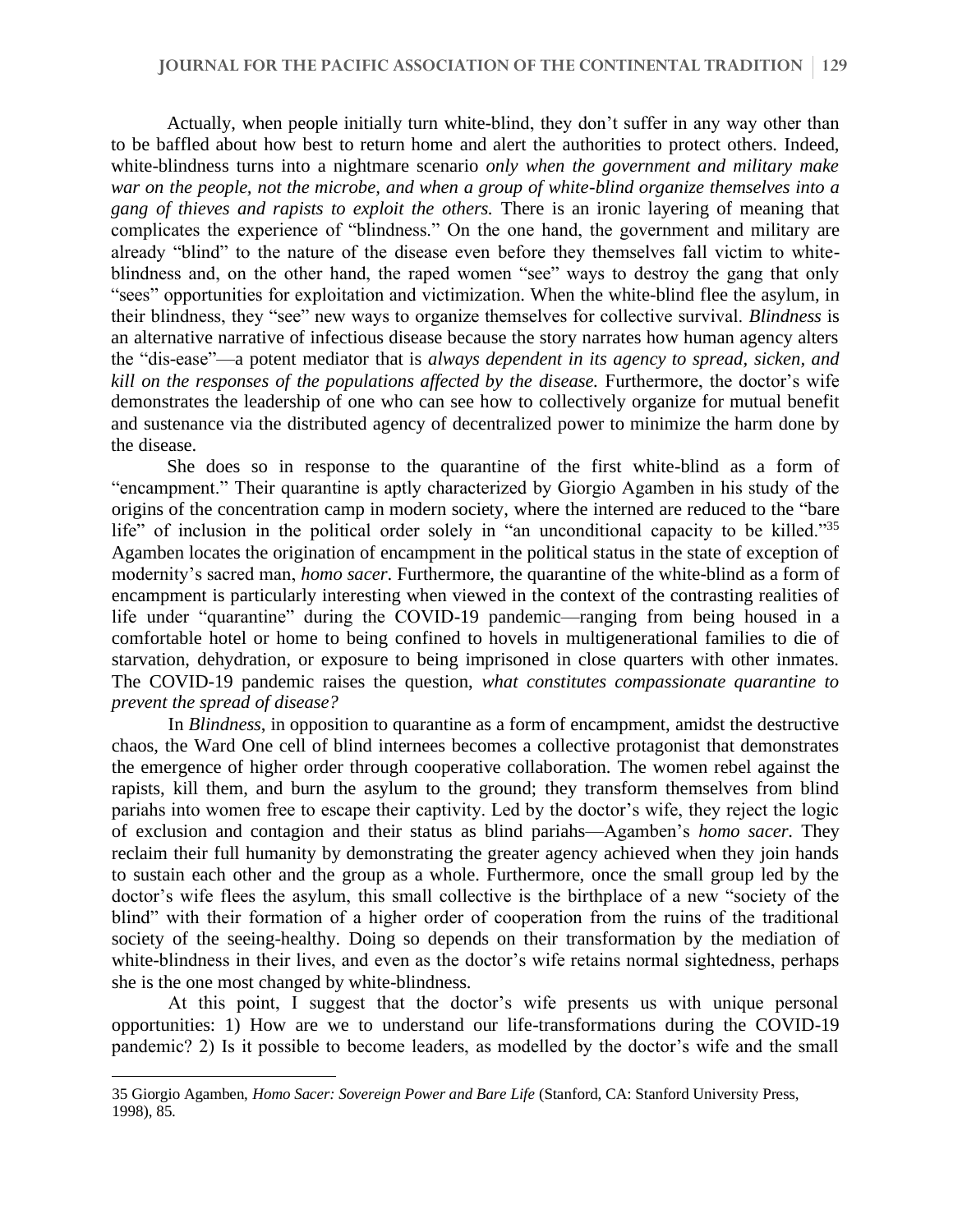Actually, when people initially turn white-blind, they don't suffer in any way other than to be baffled about how best to return home and alert the authorities to protect others. Indeed, white-blindness turns into a nightmare scenario *only when the government and military make war on the people, not the microbe, and when a group of white-blind organize themselves into a gang of thieves and rapists to exploit the others.* There is an ironic layering of meaning that complicates the experience of "blindness." On the one hand, the government and military are already "blind" to the nature of the disease even before they themselves fall victim to white-blindness and, on the other hand, the raped women "see" ways to destroy the gang that only "sees" opportunities for exploitation and victimization. When the white-blind flee the asylum, in their blindness, they "see" new ways to organize themselves for collective survival. *Blindness* is an alternative narrative of infectious disease because the story narrates how human agency alters the "dis-ease"—a potent mediator that is *always dependent in its agency to spread, sicken, and kill on the responses of the populations affected by the disease.* Furthermore, the doctor's wife demonstrates the leadership of one who can see how to collectively organize for mutual benefit and sustenance via the distributed agency of decentralized power to minimize the harm done by the disease.

She does so in response to the quarantine of the first white-blind as a form of "encampment." Their quarantine is aptly characterized by Giorgio Agamben in his study of the origins of the concentration camp in modern society, where the interned are reduced to the "bare life" of inclusion in the political order solely in "an unconditional capacity to be killed."[35] Agamben locates the origination of encampment in the political status in the state of exception of modernity's sacred man, *homo sacer*. Furthermore, the quarantine of the white-blind as a form of encampment is particularly interesting when viewed in the context of the contrasting realities of life under "quarantine" during the COVID-19 pandemic—ranging from being housed in a comfortable hotel or home to being confined to hovels in multigenerational families to die of starvation, dehydration, or exposure to being imprisoned in close quarters with other inmates. The COVID-19 pandemic raises the question, *what constitutes compassionate quarantine to prevent the spread of disease?*

In *Blindness*, in opposition to quarantine as a form of encampment, amidst the destructive chaos, the Ward One cell of blind internees becomes a collective protagonist that demonstrates the emergence of higher order through cooperative collaboration. The women rebel against the rapists, kill them, and burn the asylum to the ground; they transform themselves from blind pariahs into women free to escape their captivity. Led by the doctor's wife, they reject the logic of exclusion and contagion and their status as blind pariahs—Agamben's *homo sacer.* They reclaim their full humanity by demonstrating the greater agency achieved when they join hands to sustain each other and the group as a whole. Furthermore, once the small group led by the doctor's wife flees the asylum, this small collective is the birthplace of a new "society of the blind" with their formation of a higher order of cooperation from the ruins of the traditional society of the seeing-healthy. Doing so depends on their transformation by the mediation of white-blindness in their lives, and even as the doctor's wife retains normal sightedness, perhaps she is the one most changed by white-blindness.

At this point, I suggest that the doctor's wife presents us with unique personal opportunities: 1) How are we to understand our life-transformations during the COVID-19 pandemic? 2) Is it possible to become leaders, as modelled by the doctor's wife and the small

---

35 Giorgio Agamben, *Homo Sacer: Sovereign Power and Bare Life* (Stanford, CA: Stanford University Press, 1998), 85.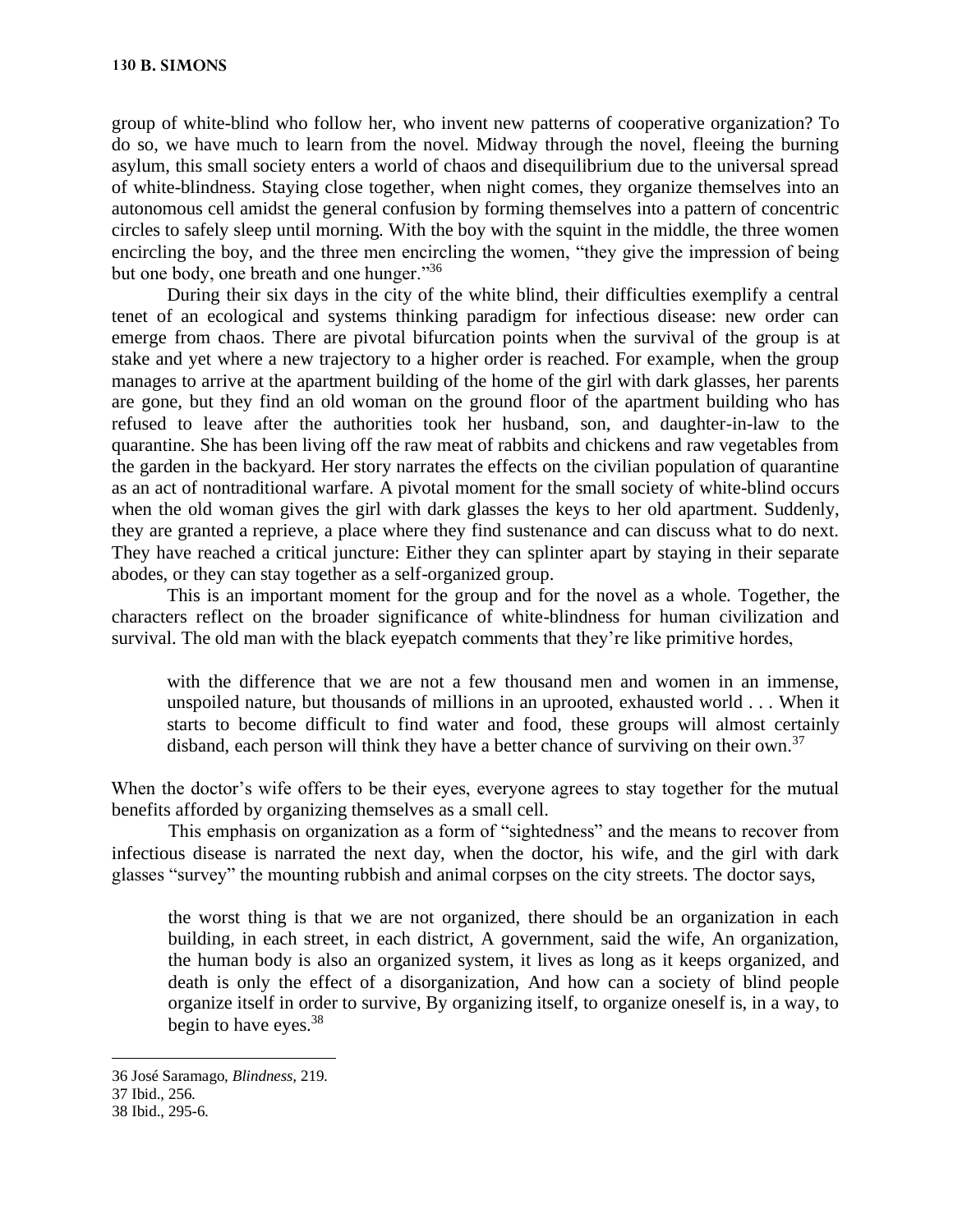group of white-blind who follow her, who invent new patterns of cooperative organization? To do so, we have much to learn from the novel. Midway through the novel, fleeing the burning asylum, this small society enters a world of chaos and disequilibrium due to the universal spread of white-blindness. Staying close together, when night comes, they organize themselves into an autonomous cell amidst the general confusion by forming themselves into a pattern of concentric circles to safely sleep until morning. With the boy with the squint in the middle, the three women encircling the boy, and the three men encircling the women, "they give the impression of being but one body, one breath and one hunger."[36]

During their six days in the city of the white blind, their difficulties exemplify a central tenet of an ecological and systems thinking paradigm for infectious disease: new order can emerge from chaos. There are pivotal bifurcation points when the survival of the group is at stake and yet where a new trajectory to a higher order is reached. For example, when the group manages to arrive at the apartment building of the home of the girl with dark glasses, her parents are gone, but they find an old woman on the ground floor of the apartment building who has refused to leave after the authorities took her husband, son, and daughter-in-law to the quarantine. She has been living off the raw meat of rabbits and chickens and raw vegetables from the garden in the backyard. Her story narrates the effects on the civilian population of quarantine as an act of nontraditional warfare. A pivotal moment for the small society of white-blind occurs when the old woman gives the girl with dark glasses the keys to her old apartment. Suddenly, they are granted a reprieve, a place where they find sustenance and can discuss what to do next. They have reached a critical juncture: Either they can splinter apart by staying in their separate abodes, or they can stay together as a self-organized group.

This is an important moment for the group and for the novel as a whole. Together, the characters reflect on the broader significance of white-blindness for human civilization and survival. The old man with the black eyepatch comments that they're like primitive hordes,

> with the difference that we are not a few thousand men and women in an immense, unspoiled nature, but thousands of millions in an uprooted, exhausted world . . . When it starts to become difficult to find water and food, these groups will almost certainly disband, each person will think they have a better chance of surviving on their own.[37]

When the doctor's wife offers to be their eyes, everyone agrees to stay together for the mutual benefits afforded by organizing themselves as a small cell.

This emphasis on organization as a form of "sightedness" and the means to recover from infectious disease is narrated the next day, when the doctor, his wife, and the girl with dark glasses "survey" the mounting rubbish and animal corpses on the city streets. The doctor says,

> the worst thing is that we are not organized, there should be an organization in each building, in each street, in each district, A government, said the wife, An organization, the human body is also an organized system, it lives as long as it keeps organized, and death is only the effect of a disorganization, And how can a society of blind people organize itself in order to survive, By organizing itself, to organize oneself is, in a way, to begin to have eyes.[38]

---

36 José Saramago, *Blindness*, 219.

37 Ibid., 256.

38 Ibid., 295-6.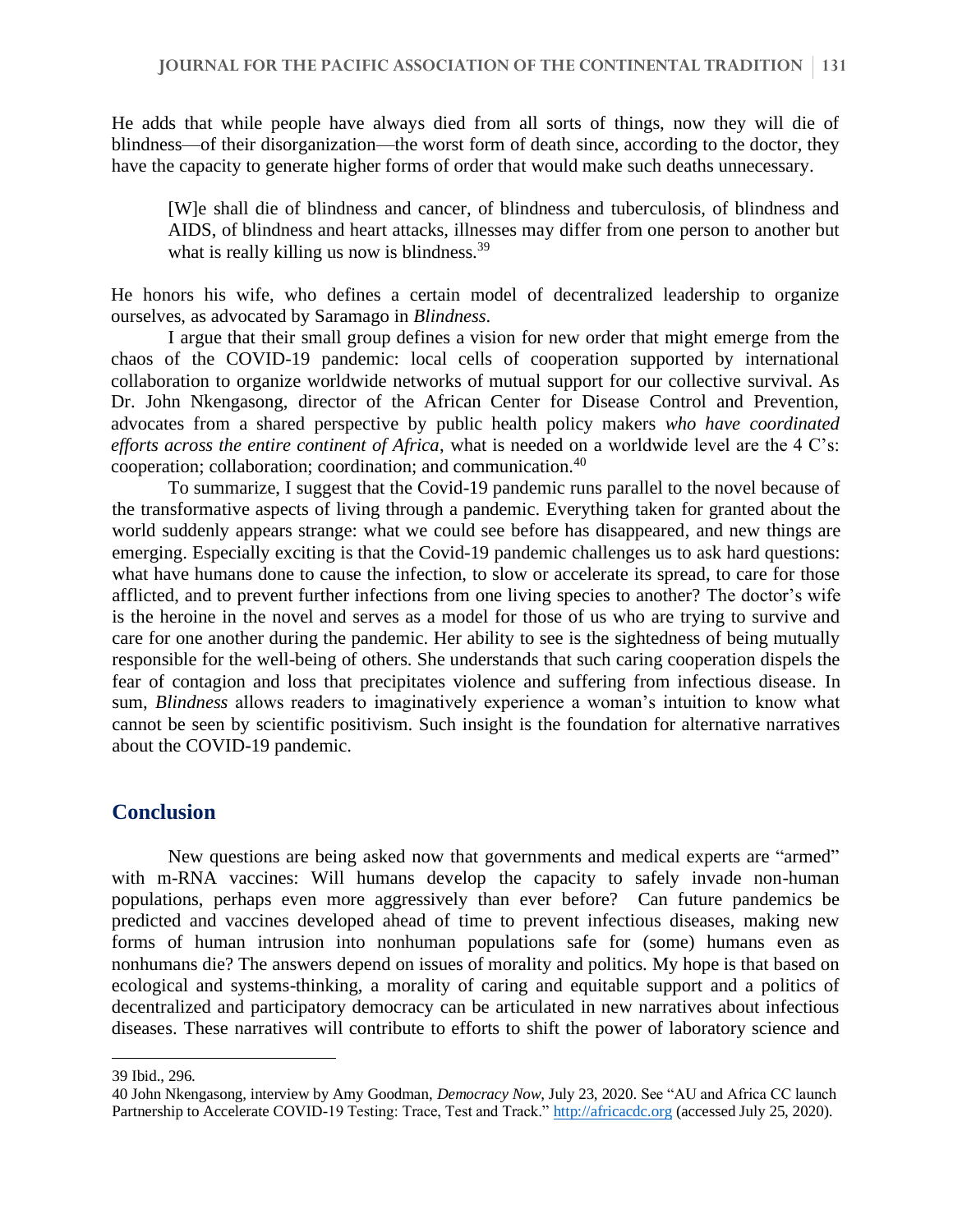He adds that while people have always died from all sorts of things, now they will die of blindness—of their disorganization—the worst form of death since, according to the doctor, they have the capacity to generate higher forms of order that would make such deaths unnecessary.

> [W]e shall die of blindness and cancer, of blindness and tuberculosis, of blindness and AIDS, of blindness and heart attacks, illnesses may differ from one person to another but what is really killing us now is blindness.[39]

He honors his wife, who defines a certain model of decentralized leadership to organize ourselves, as advocated by Saramago in *Blindness*.

I argue that their small group defines a vision for new order that might emerge from the chaos of the COVID-19 pandemic: local cells of cooperation supported by international collaboration to organize worldwide networks of mutual support for our collective survival. As Dr. John Nkengasong, director of the African Center for Disease Control and Prevention, advocates from a shared perspective by public health policy makers *who have coordinated efforts across the entire continent of Africa*, what is needed on a worldwide level are the 4 C's: cooperation; collaboration; coordination; and communication.[40]

To summarize, I suggest that the Covid-19 pandemic runs parallel to the novel because of the transformative aspects of living through a pandemic. Everything taken for granted about the world suddenly appears strange: what we could see before has disappeared, and new things are emerging. Especially exciting is that the Covid-19 pandemic challenges us to ask hard questions: what have humans done to cause the infection, to slow or accelerate its spread, to care for those afflicted, and to prevent further infections from one living species to another? The doctor's wife is the heroine in the novel and serves as a model for those of us who are trying to survive and care for one another during the pandemic. Her ability to see is the sightedness of being mutually responsible for the well-being of others. She understands that such caring cooperation dispels the fear of contagion and loss that precipitates violence and suffering from infectious disease. In sum, *Blindness* allows readers to imaginatively experience a woman's intuition to know what cannot be seen by scientific positivism. Such insight is the foundation for alternative narratives about the COVID-19 pandemic.

## Conclusion

New questions are being asked now that governments and medical experts are "armed" with m-RNA vaccines: Will humans develop the capacity to safely invade non-human populations, perhaps even more aggressively than ever before? Can future pandemics be predicted and vaccines developed ahead of time to prevent infectious diseases, making new forms of human intrusion into nonhuman populations safe for (some) humans even as nonhumans die? The answers depend on issues of morality and politics. My hope is that based on ecological and systems-thinking, a morality of caring and equitable support and a politics of decentralized and participatory democracy can be articulated in new narratives about infectious diseases. These narratives will contribute to efforts to shift the power of laboratory science and

---

39 Ibid., 296.

40 John Nkengasong, interview by Amy Goodman, *Democracy Now*, July 23, 2020. See "AU and Africa CC launch Partnership to Accelerate COVID-19 Testing: Trace, Test and Track." http://africacdc.org (accessed July 25, 2020).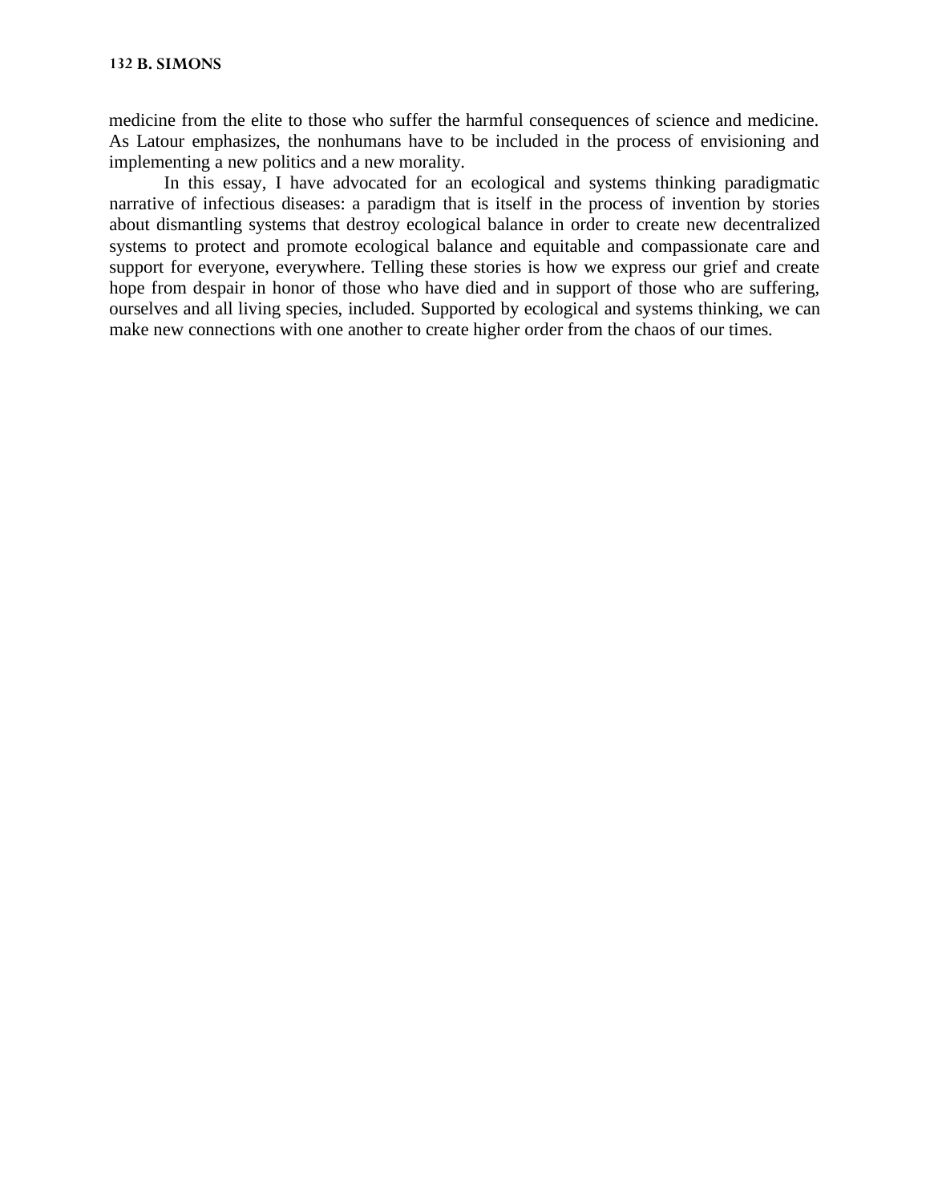medicine from the elite to those who suffer the harmful consequences of science and medicine. As Latour emphasizes, the nonhumans have to be included in the process of envisioning and implementing a new politics and a new morality.

In this essay, I have advocated for an ecological and systems thinking paradigmatic narrative of infectious diseases: a paradigm that is itself in the process of invention by stories about dismantling systems that destroy ecological balance in order to create new decentralized systems to protect and promote ecological balance and equitable and compassionate care and support for everyone, everywhere. Telling these stories is how we express our grief and create hope from despair in honor of those who have died and in support of those who are suffering, ourselves and all living species, included. Supported by ecological and systems thinking, we can make new connections with one another to create higher order from the chaos of our times.